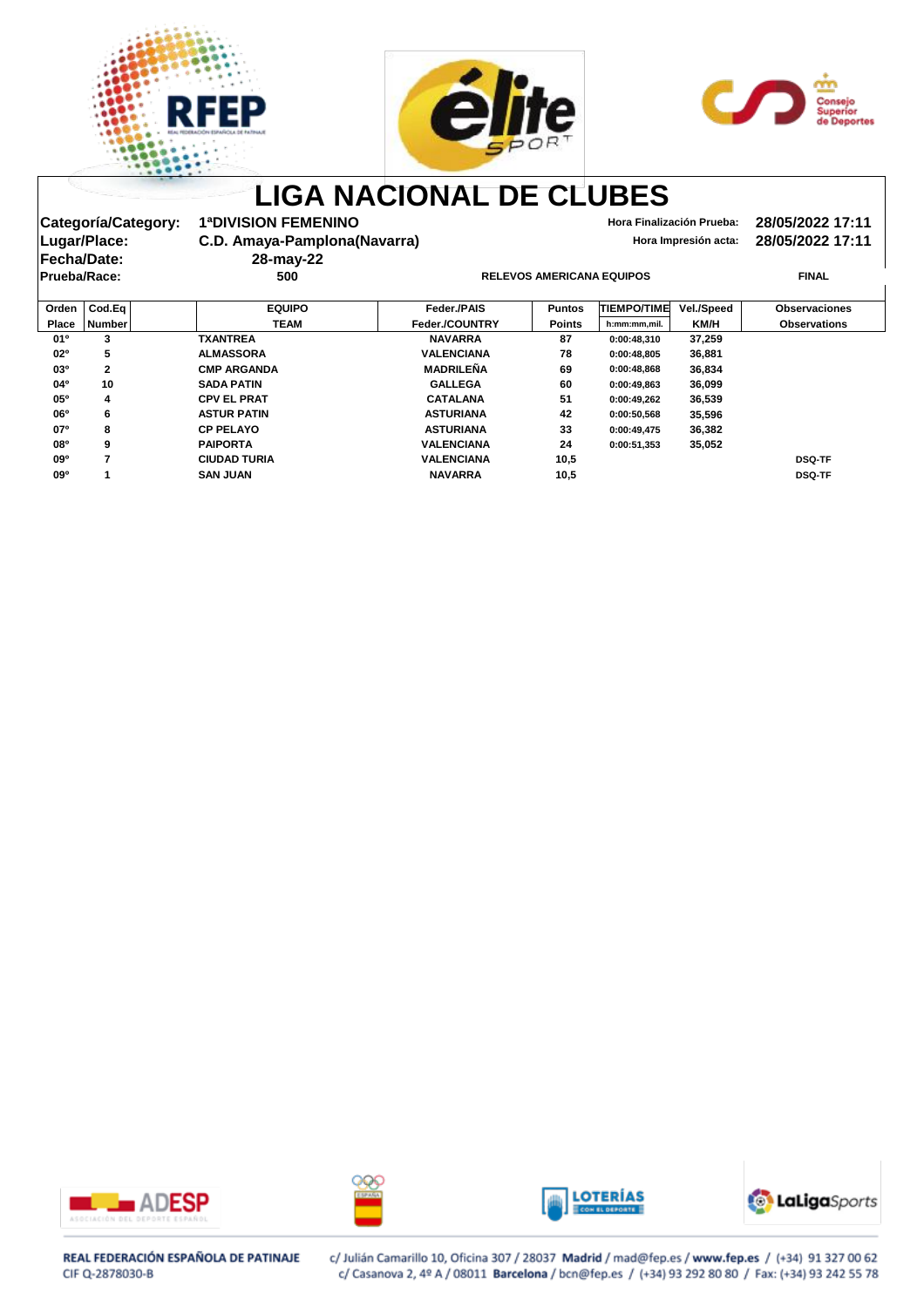# LIGA NACIONAL DE CLUBES

**Categoría/Category:** 1ªDIVISION FEMENINO
**Lugar/Place:** C.D. Amaya-Pamplona(Navarra)
**Fecha/Date:** 28-may-22
**Prueba/Race:** 500

**Hora Finalización Prueba:** 28/05/2022 17:11
**Hora Impresión acta:** 28/05/2022 17:11

RELEVOS AMERICANA EQUIPOS — FINAL

| Orden Place | Cod.Eq Number | EQUIPO TEAM | Feder./PAIS Feder./COUNTRY | Puntos Points | TIEMPO/TIME h:mm:mm,mil. | Vel./Speed KM/H | Observaciones Observations |
|---|---|---|---|---|---|---|---|
| 01º | 3 | TXANTREA | NAVARRA | 87 | 0:00:48,310 | 37,259 | |
| 02º | 5 | ALMASSORA | VALENCIANA | 78 | 0:00:48,805 | 36,881 | |
| 03º | 2 | CMP ARGANDA | MADRILEÑA | 69 | 0:00:48,868 | 36,834 | |
| 04º | 10 | SADA PATIN | GALLEGA | 60 | 0:00:49,863 | 36,099 | |
| 05º | 4 | CPV EL PRAT | CATALANA | 51 | 0:00:49,262 | 36,539 | |
| 06º | 6 | ASTUR PATIN | ASTURIANA | 42 | 0:00:50,568 | 35,596 | |
| 07º | 8 | CP PELAYO | ASTURIANA | 33 | 0:00:49,475 | 36,382 | |
| 08º | 9 | PAIPORTA | VALENCIANA | 24 | 0:00:51,353 | 35,052 | |
| 09º | 7 | CIUDAD TURIA | VALENCIANA | 10,5 | | | DSQ-TF |
| 09º | 1 | SAN JUAN | NAVARRA | 10,5 | | | DSQ-TF |

**REAL FEDERACIÓN ESPAÑOLA DE PATINAJE**
CIF Q-2878030-B

c/ Julián Camarillo 10, Oficina 307 / 28037 **Madrid** / mad@fep.es / **www.fep.es** / (+34) 91 327 00 62
c/ Casanova 2, 4º A / 08011 **Barcelona** / bcn@fep.es / (+34) 93 292 80 80 / Fax: (+34) 93 242 55 78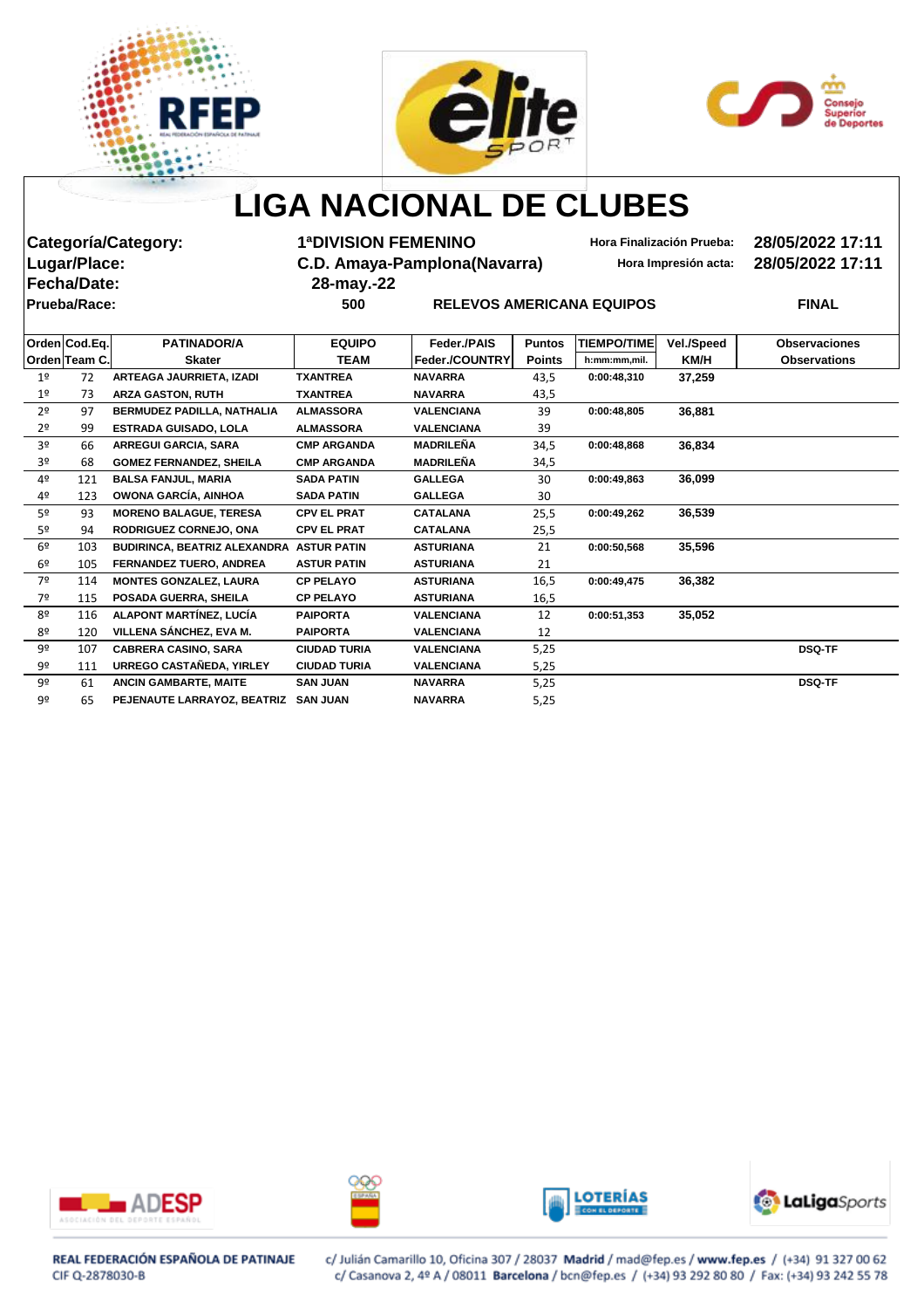# LIGA NACIONAL DE CLUBES

**Categoría/Category:** 1ªDIVISION FEMENINO
**Lugar/Place:** C.D. Amaya-Pamplona(Navarra)
**Fecha/Date:** 28-may.-22
**Prueba/Race:** 500 RELEVOS AMERICANA EQUIPOS FINAL

Hora Finalización Prueba: 28/05/2022 17:11
Hora Impresión acta: 28/05/2022 17:11

| Orden<br>Orden | Cod.Eq.<br>Team C. | PATINADOR/A<br>Skater | EQUIPO<br>TEAM | Feder./PAIS<br>Feder./COUNTRY | Puntos<br>Points | TIEMPO/TIME<br>h:mm:mm,mil. | Vel./Speed<br>KM/H | Observaciones<br>Observations |
|---|---|---|---|---|---|---|---|---|
| 1º | 72 | ARTEAGA JAURRIETA, IZADI | TXANTREA | NAVARRA | 43,5 | 0:00:48,310 | 37,259 | |
| 1º | 73 | ARZA GASTON, RUTH | TXANTREA | NAVARRA | 43,5 | | | |
| 2º | 97 | BERMUDEZ PADILLA, NATHALIA | ALMASSORA | VALENCIANA | 39 | 0:00:48,805 | 36,881 | |
| 2º | 99 | ESTRADA GUISADO, LOLA | ALMASSORA | VALENCIANA | 39 | | | |
| 3º | 66 | ARREGUI GARCIA, SARA | CMP ARGANDA | MADRILEÑA | 34,5 | 0:00:48,868 | 36,834 | |
| 3º | 68 | GOMEZ FERNANDEZ, SHEILA | CMP ARGANDA | MADRILEÑA | 34,5 | | | |
| 4º | 121 | BALSA FANJUL, MARIA | SADA PATIN | GALLEGA | 30 | 0:00:49,863 | 36,099 | |
| 4º | 123 | OWONA GARCÍA, AINHOA | SADA PATIN | GALLEGA | 30 | | | |
| 5º | 93 | MORENO BALAGUE, TERESA | CPV EL PRAT | CATALANA | 25,5 | 0:00:49,262 | 36,539 | |
| 5º | 94 | RODRIGUEZ CORNEJO, ONA | CPV EL PRAT | CATALANA | 25,5 | | | |
| 6º | 103 | BUDIRINCA, BEATRIZ ALEXANDRA | ASTUR PATIN | ASTURIANA | 21 | 0:00:50,568 | 35,596 | |
| 6º | 105 | FERNANDEZ TUERO, ANDREA | ASTUR PATIN | ASTURIANA | 21 | | | |
| 7º | 114 | MONTES GONZALEZ, LAURA | CP PELAYO | ASTURIANA | 16,5 | 0:00:49,475 | 36,382 | |
| 7º | 115 | POSADA GUERRA, SHEILA | CP PELAYO | ASTURIANA | 16,5 | | | |
| 8º | 116 | ALAPONT MARTÍNEZ, LUCÍA | PAIPORTA | VALENCIANA | 12 | 0:00:51,353 | 35,052 | |
| 8º | 120 | VILLENA SÁNCHEZ, EVA M. | PAIPORTA | VALENCIANA | 12 | | | |
| 9º | 107 | CABRERA CASINO, SARA | CIUDAD TURIA | VALENCIANA | 5,25 | | | DSQ-TF |
| 9º | 111 | URREGO CASTAÑEDA, YIRLEY | CIUDAD TURIA | VALENCIANA | 5,25 | | | |
| 9º | 61 | ANCIN GAMBARTE, MAITE | SAN JUAN | NAVARRA | 5,25 | | | DSQ-TF |
| 9º | 65 | PEJENAUTE LARRAYOZ, BEATRIZ | SAN JUAN | NAVARRA | 5,25 | | | |

**REAL FEDERACIÓN ESPAÑOLA DE PATINAJE**
CIF Q-2878030-B

c/ Julián Camarillo 10, Oficina 307 / 28037 **Madrid** / mad@fep.es / **www.fep.es** / (+34) 91 327 00 62
c/ Casanova 2, 4º A / 08011 **Barcelona** / bcn@fep.es / (+34) 93 292 80 80 / Fax: (+34) 93 242 55 78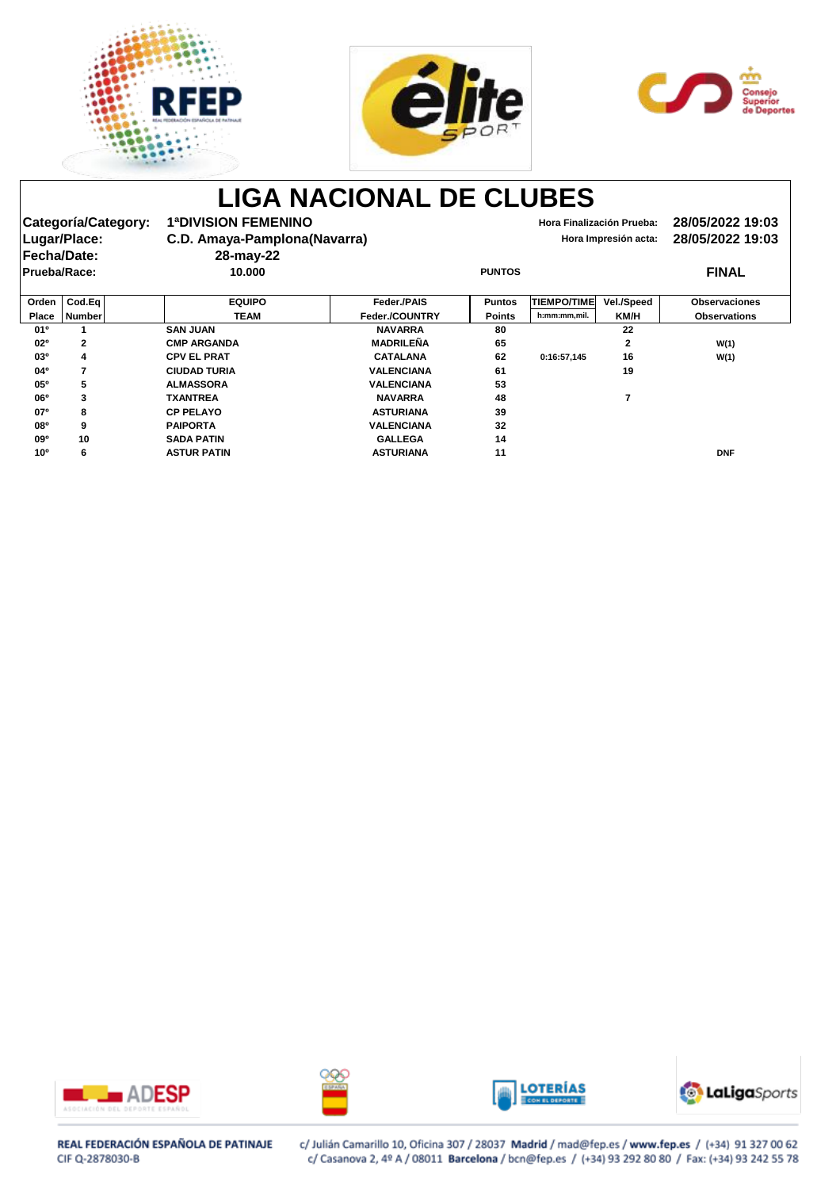# LIGA NACIONAL DE CLUBES

**Categoría/Category:** 1ªDIVISION FEMENINO  
**Lugar/Place:** C.D. Amaya-Pamplona(Navarra)  
**Fecha/Date:** 28-may-22  
**Prueba/Race:** 10.000 — PUNTOS — **FINAL**

**Hora Finalización Prueba:** 28/05/2022 19:03  
**Hora Impresión acta:** 28/05/2022 19:03

| Orden Place | Cod.Eq Number | EQUIPO TEAM | Feder./PAIS Feder./COUNTRY | Puntos Points | TIEMPO/TIME h:mm:mm,mil. | Vel./Speed KM/H | Observaciones Observations |
|---|---|---|---|---|---|---|---|
| 01º | 1 | SAN JUAN | NAVARRA | 80 | | 22 | |
| 02º | 2 | CMP ARGANDA | MADRILEÑA | 65 | | 2 | W(1) |
| 03º | 4 | CPV EL PRAT | CATALANA | 62 | 0:16:57,145 | 16 | W(1) |
| 04º | 7 | CIUDAD TURIA | VALENCIANA | 61 | | 19 | |
| 05º | 5 | ALMASSORA | VALENCIANA | 53 | | | |
| 06º | 3 | TXANTREA | NAVARRA | 48 | | 7 | |
| 07º | 8 | CP PELAYO | ASTURIANA | 39 | | | |
| 08º | 9 | PAIPORTA | VALENCIANA | 32 | | | |
| 09º | 10 | SADA PATIN | GALLEGA | 14 | | | |
| 10º | 6 | ASTUR PATIN | ASTURIANA | 11 | | | DNF |

**REAL FEDERACIÓN ESPAÑOLA DE PATINAJE**  
CIF Q-2878030-B

c/ Julián Camarillo 10, Oficina 307 / 28037 **Madrid** / mad@fep.es / **www.fep.es** / (+34) 91 327 00 62  
c/ Casanova 2, 4º A / 08011 **Barcelona** / bcn@fep.es / (+34) 93 292 80 80 / Fax: (+34) 93 242 55 78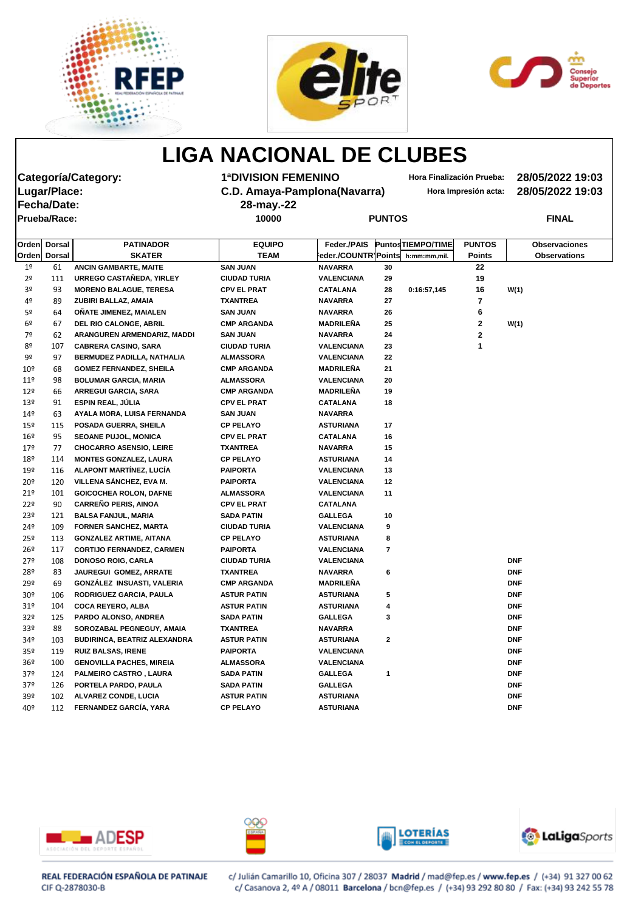# LIGA NACIONAL DE CLUBES

**Categoría/Category:** 1ªDIVISION FEMENINO  
**Lugar/Place:** C.D. Amaya-Pamplona(Navarra)  
**Fecha/Date:** 28-may.-22  
**Prueba/Race:** 10000 PUNTOS FINAL

Hora Finalización Prueba: 28/05/2022 19:03  
Hora Impresión acta: 28/05/2022 19:03

| Orden Orden | Dorsal Dorsal | PATINADOR SKATER | EQUIPO TEAM | Feder./PAIS Feder./COUNTRY | Puntos Points | TIEMPO/TIME h:mm:mm,mil. | PUNTOS Points | Observaciones Observations |
|---|---|---|---|---|---|---|---|---|
| 1º | 61 | ANCIN GAMBARTE, MAITE | SAN JUAN | NAVARRA | 30 | | 22 | |
| 2º | 111 | URREGO CASTAÑEDA, YIRLEY | CIUDAD TURIA | VALENCIANA | 29 | | 19 | |
| 3º | 93 | MORENO BALAGUE, TERESA | CPV EL PRAT | CATALANA | 28 | 0:16:57,145 | 16 | W(1) |
| 4º | 89 | ZUBIRI BALLAZ, AMAIA | TXANTREA | NAVARRA | 27 | | 7 | |
| 5º | 64 | OÑATE JIMENEZ, MAIALEN | SAN JUAN | NAVARRA | 26 | | 6 | |
| 6º | 67 | DEL RIO CALONGE, ABRIL | CMP ARGANDA | MADRILEÑA | 25 | | 2 | W(1) |
| 7º | 62 | ARANGUREN ARMENDARIZ, MADDI | SAN JUAN | NAVARRA | 24 | | 2 | |
| 8º | 107 | CABRERA CASINO, SARA | CIUDAD TURIA | VALENCIANA | 23 | | 1 | |
| 9º | 97 | BERMUDEZ PADILLA, NATHALIA | ALMASSORA | VALENCIANA | 22 | | | |
| 10º | 68 | GOMEZ FERNANDEZ, SHEILA | CMP ARGANDA | MADRILEÑA | 21 | | | |
| 11º | 98 | BOLUMAR GARCIA, MARIA | ALMASSORA | VALENCIANA | 20 | | | |
| 12º | 66 | ARREGUI GARCIA, SARA | CMP ARGANDA | MADRILEÑA | 19 | | | |
| 13º | 91 | ESPIN REAL, JÚLIA | CPV EL PRAT | CATALANA | 18 | | | |
| 14º | 63 | AYALA MORA, LUISA FERNANDA | SAN JUAN | NAVARRA | | | | |
| 15º | 115 | POSADA GUERRA, SHEILA | CP PELAYO | ASTURIANA | 17 | | | |
| 16º | 95 | SEOANE PUJOL, MONICA | CPV EL PRAT | CATALANA | 16 | | | |
| 17º | 77 | CHOCARRO ASENSIO, LEIRE | TXANTREA | NAVARRA | 15 | | | |
| 18º | 114 | MONTES GONZALEZ, LAURA | CP PELAYO | ASTURIANA | 14 | | | |
| 19º | 116 | ALAPONT MARTÍNEZ, LUCÍA | PAIPORTA | VALENCIANA | 13 | | | |
| 20º | 120 | VILLENA SÁNCHEZ, EVA M. | PAIPORTA | VALENCIANA | 12 | | | |
| 21º | 101 | GOICOCHEA ROLON, DAFNE | ALMASSORA | VALENCIANA | 11 | | | |
| 22º | 90 | CARREÑO PERIS, AINOA | CPV EL PRAT | CATALANA | | | | |
| 23º | 121 | BALSA FANJUL, MARIA | SADA PATIN | GALLEGA | 10 | | | |
| 24º | 109 | FORNER SANCHEZ, MARTA | CIUDAD TURIA | VALENCIANA | 9 | | | |
| 25º | 113 | GONZALEZ ARTIME, AITANA | CP PELAYO | ASTURIANA | 8 | | | |
| 26º | 117 | CORTIJO FERNANDEZ, CARMEN | PAIPORTA | VALENCIANA | 7 | | | |
| 27º | 108 | DONOSO ROIG, CARLA | CIUDAD TURIA | VALENCIANA | | | | DNF |
| 28º | 83 | JAUREGUI GOMEZ, ARRATE | TXANTREA | NAVARRA | 6 | | | DNF |
| 29º | 69 | GONZÁLEZ INSUASTI, VALERIA | CMP ARGANDA | MADRILEÑA | | | | DNF |
| 30º | 106 | RODRIGUEZ GARCIA, PAULA | ASTUR PATIN | ASTURIANA | 5 | | | DNF |
| 31º | 104 | COCA REYERO, ALBA | ASTUR PATIN | ASTURIANA | 4 | | | DNF |
| 32º | 125 | PARDO ALONSO, ANDREA | SADA PATIN | GALLEGA | 3 | | | DNF |
| 33º | 88 | SOROZABAL PEGNEGUY, AMAIA | TXANTREA | NAVARRA | | | | DNF |
| 34º | 103 | BUDIRINCA, BEATRIZ ALEXANDRA | ASTUR PATIN | ASTURIANA | 2 | | | DNF |
| 35º | 119 | RUIZ BALSAS, IRENE | PAIPORTA | VALENCIANA | | | | DNF |
| 36º | 100 | GENOVILLA PACHES, MIREIA | ALMASSORA | VALENCIANA | | | | DNF |
| 37º | 124 | PALMEIRO CASTRO , LAURA | SADA PATIN | GALLEGA | 1 | | | DNF |
| 37º | 126 | PORTELA PARDO, PAULA | SADA PATIN | GALLEGA | | | | DNF |
| 39º | 102 | ALVAREZ CONDE, LUCIA | ASTUR PATIN | ASTURIANA | | | | DNF |
| 40º | 112 | FERNANDEZ GARCÍA, YARA | CP PELAYO | ASTURIANA | | | | DNF |

REAL FEDERACIÓN ESPAÑOLA DE PATINAJE  
CIF Q-2878030-B

c/ Julián Camarillo 10, Oficina 307 / 28037 Madrid / mad@fep.es / www.fep.es / (+34) 91 327 00 62  
c/ Casanova 2, 4º A / 08011 Barcelona / bcn@fep.es / (+34) 93 292 80 80 / Fax: (+34) 93 242 55 78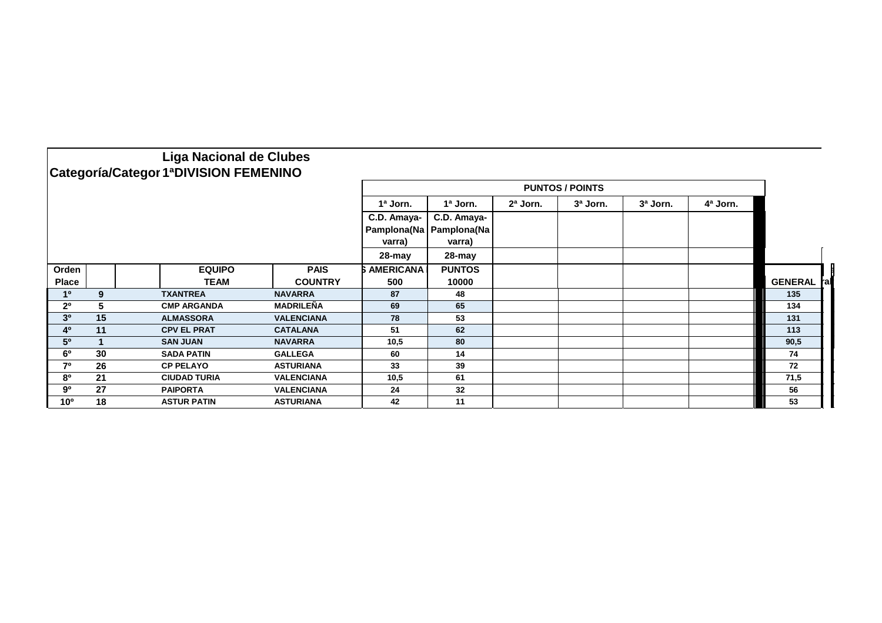## Liga Nacional de Clubes

**Categoría/Categor 1ªDIVISION FEMENINO**

| | | | | | PUNTOS / POINTS | | | | | |
|---|---|---|---|---|---|---|---|---|---|---|
| | | | | | 1ª Jorn. | 1ª Jorn. | 2ª Jorn. | 3ª Jorn. | 4ª Jorn. | |
| | | | | | C.D. Amaya-Pamplona(Navarra) | C.D. Amaya-Pamplona(Navarra) | | | | |
| | | | | | 28-may | 28-may | | | | |
| Orden | | | EQUIPO | PAIS | S AMERICANA | PUNTOS | | | | |
| Place | | | TEAM | COUNTRY | 500 | 10000 | | | | GENERAL |
| 1º | 9 | | TXANTREA | NAVARRA | 87 | 48 | | | | 135 |
| 2º | 5 | | CMP ARGANDA | MADRILEÑA | 69 | 65 | | | | 134 |
| 3º | 15 | | ALMASSORA | VALENCIANA | 78 | 53 | | | | 131 |
| 4º | 11 | | CPV EL PRAT | CATALANA | 51 | 62 | | | | 113 |
| 5º | 1 | | SAN JUAN | NAVARRA | 10,5 | 80 | | | | 90,5 |
| 6º | 30 | | SADA PATIN | GALLEGA | 60 | 14 | | | | 74 |
| 7º | 26 | | CP PELAYO | ASTURIANA | 33 | 39 | | | | 72 |
| 8º | 21 | | CIUDAD TURIA | VALENCIANA | 10,5 | 61 | | | | 71,5 |
| 9º | 27 | | PAIPORTA | VALENCIANA | 24 | 32 | | | | 56 |
| 10º | 18 | | ASTUR PATIN | ASTURIANA | 42 | 11 | | | | 53 |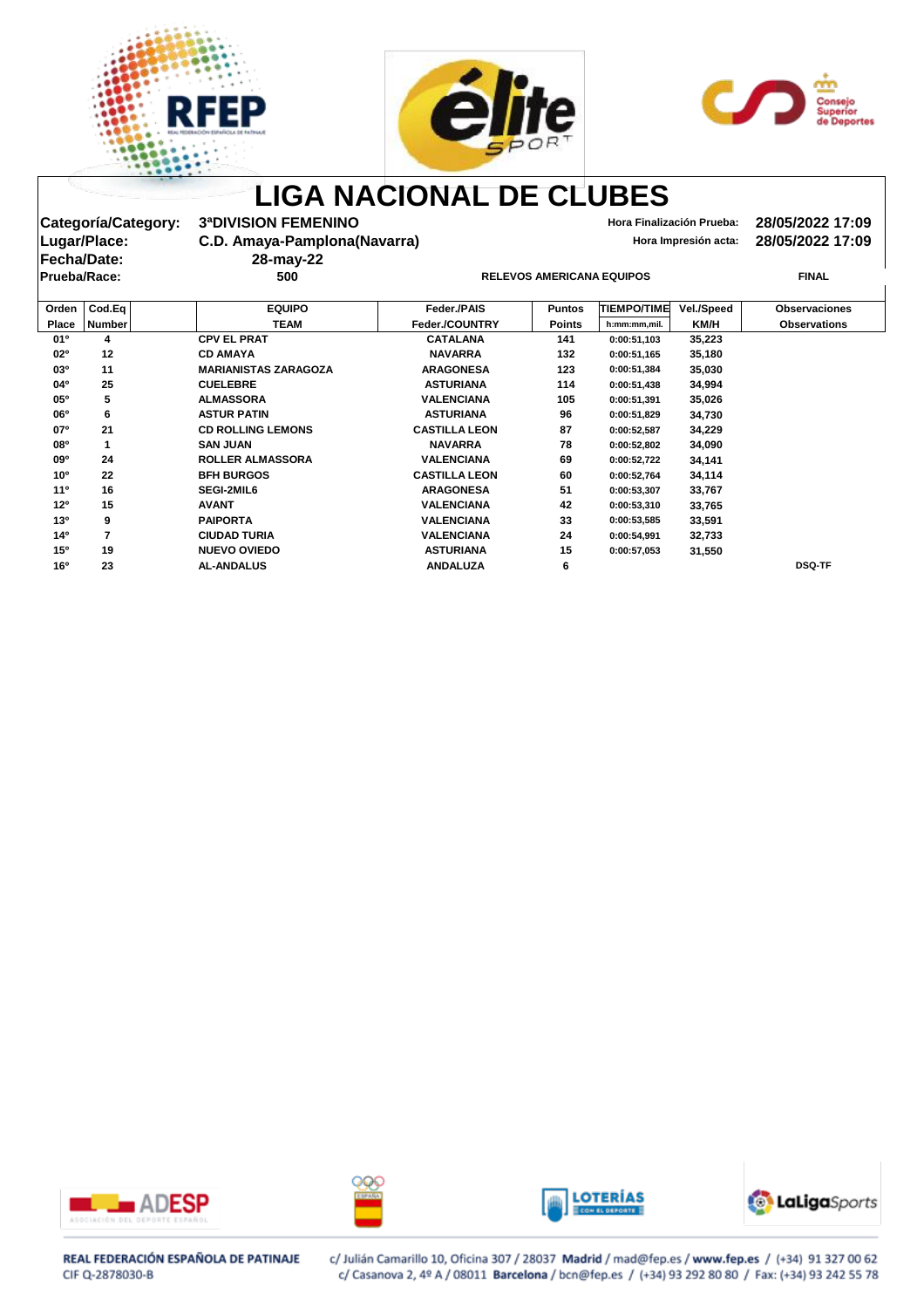# LIGA NACIONAL DE CLUBES

**Categoría/Category:** 3ªDIVISION FEMENINO
**Lugar/Place:** C.D. Amaya-Pamplona(Navarra)
**Fecha/Date:** 28-may-22
**Prueba/Race:** 500 RELEVOS AMERICANA EQUIPOS FINAL

**Hora Finalización Prueba:** 28/05/2022 17:09
**Hora Impresión acta:** 28/05/2022 17:09

| Orden Place | Cod.Eq Number | EQUIPO TEAM | Feder./PAIS Feder./COUNTRY | Puntos Points | TIEMPO/TIME h:mm:mm,mil. | Vel./Speed KM/H | Observaciones Observations |
|---|---|---|---|---|---|---|---|
| 01º | 4 | CPV EL PRAT | CATALANA | 141 | 0:00:51,103 | 35,223 | |
| 02º | 12 | CD AMAYA | NAVARRA | 132 | 0:00:51,165 | 35,180 | |
| 03º | 11 | MARIANISTAS ZARAGOZA | ARAGONESA | 123 | 0:00:51,384 | 35,030 | |
| 04º | 25 | CUELEBRE | ASTURIANA | 114 | 0:00:51,438 | 34,994 | |
| 05º | 5 | ALMASSORA | VALENCIANA | 105 | 0:00:51,391 | 35,026 | |
| 06º | 6 | ASTUR PATIN | ASTURIANA | 96 | 0:00:51,829 | 34,730 | |
| 07º | 21 | CD ROLLING LEMONS | CASTILLA LEON | 87 | 0:00:52,587 | 34,229 | |
| 08º | 1 | SAN JUAN | NAVARRA | 78 | 0:00:52,802 | 34,090 | |
| 09º | 24 | ROLLER ALMASSORA | VALENCIANA | 69 | 0:00:52,722 | 34,141 | |
| 10º | 22 | BFH BURGOS | CASTILLA LEON | 60 | 0:00:52,764 | 34,114 | |
| 11º | 16 | SEGI-2MIL6 | ARAGONESA | 51 | 0:00:53,307 | 33,767 | |
| 12º | 15 | AVANT | VALENCIANA | 42 | 0:00:53,310 | 33,765 | |
| 13º | 9 | PAIPORTA | VALENCIANA | 33 | 0:00:53,585 | 33,591 | |
| 14º | 7 | CIUDAD TURIA | VALENCIANA | 24 | 0:00:54,991 | 32,733 | |
| 15º | 19 | NUEVO OVIEDO | ASTURIANA | 15 | 0:00:57,053 | 31,550 | |
| 16º | 23 | AL-ANDALUS | ANDALUZA | 6 | | | DSQ-TF |

REAL FEDERACIÓN ESPAÑOLA DE PATINAJE
CIF Q-2878030-B

c/ Julián Camarillo 10, Oficina 307 / 28037 **Madrid** / mad@fep.es / **www.fep.es** / (+34) 91 327 00 62
c/ Casanova 2, 4º A / 08011 **Barcelona** / bcn@fep.es / (+34) 93 292 80 80 / Fax: (+34) 93 242 55 78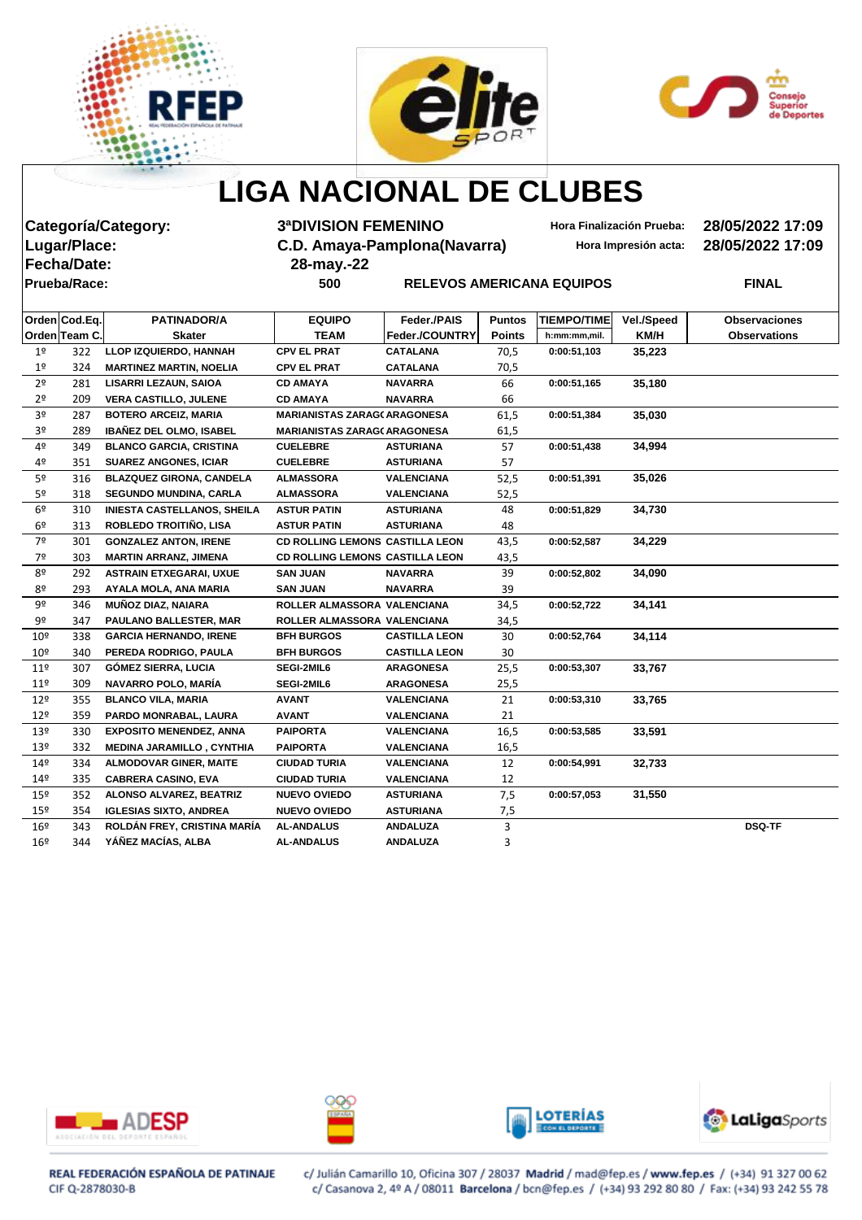# LIGA NACIONAL DE CLUBES

**Categoría/Category:** 3ªDIVISION FEMENINO  **Hora Finalización Prueba:** 28/05/2022 17:09

**Lugar/Place:** C.D. Amaya-Pamplona(Navarra)  **Hora Impresión acta:** 28/05/2022 17:09

**Fecha/Date:** 28-may.-22

**Prueba/Race:** 500  RELEVOS AMERICANA EQUIPOS  **FINAL**

| Orden<br>Orden | Cod.Eq.<br>Team C. | PATINADOR/A<br>Skater | EQUIPO<br>TEAM | Feder./PAIS<br>Feder./COUNTRY | Puntos<br>Points | TIEMPO/TIME<br>h:mm:mm,mil. | Vel./Speed<br>KM/H | Observaciones<br>Observations |
|---|---|---|---|---|---|---|---|---|
| 1º | 322 | LLOP IZQUIERDO, HANNAH | CPV EL PRAT | CATALANA | 70,5 | 0:00:51,103 | 35,223 | |
| 1º | 324 | MARTINEZ MARTIN, NOELIA | CPV EL PRAT | CATALANA | 70,5 | | | |
| 2º | 281 | LISARRI LEZAUN, SAIOA | CD AMAYA | NAVARRA | 66 | 0:00:51,165 | 35,180 | |
| 2º | 209 | VERA CASTILLO, JULENE | CD AMAYA | NAVARRA | 66 | | | |
| 3º | 287 | BOTERO ARCEIZ, MARIA | MARIANISTAS ZARAG( | ARAGONESA | 61,5 | 0:00:51,384 | 35,030 | |
| 3º | 289 | IBAÑEZ DEL OLMO, ISABEL | MARIANISTAS ZARAG( | ARAGONESA | 61,5 | | | |
| 4º | 349 | BLANCO GARCIA, CRISTINA | CUELEBRE | ASTURIANA | 57 | 0:00:51,438 | 34,994 | |
| 4º | 351 | SUAREZ ANGONES, ICIAR | CUELEBRE | ASTURIANA | 57 | | | |
| 5º | 316 | BLAZQUEZ GIRONA, CANDELA | ALMASSORA | VALENCIANA | 52,5 | 0:00:51,391 | 35,026 | |
| 5º | 318 | SEGUNDO MUNDINA, CARLA | ALMASSORA | VALENCIANA | 52,5 | | | |
| 6º | 310 | INIESTA CASTELLANOS, SHEILA | ASTUR PATIN | ASTURIANA | 48 | 0:00:51,829 | 34,730 | |
| 6º | 313 | ROBLEDO TROITIÑO, LISA | ASTUR PATIN | ASTURIANA | 48 | | | |
| 7º | 301 | GONZALEZ ANTON, IRENE | CD ROLLING LEMONS | CASTILLA LEON | 43,5 | 0:00:52,587 | 34,229 | |
| 7º | 303 | MARTIN ARRANZ, JIMENA | CD ROLLING LEMONS | CASTILLA LEON | 43,5 | | | |
| 8º | 292 | ASTRAIN ETXEGARAI, UXUE | SAN JUAN | NAVARRA | 39 | 0:00:52,802 | 34,090 | |
| 8º | 293 | AYALA MOLA, ANA MARIA | SAN JUAN | NAVARRA | 39 | | | |
| 9º | 346 | MUÑOZ DIAZ, NAIARA | ROLLER ALMASSORA | VALENCIANA | 34,5 | 0:00:52,722 | 34,141 | |
| 9º | 347 | PAULANO BALLESTER, MAR | ROLLER ALMASSORA | VALENCIANA | 34,5 | | | |
| 10º | 338 | GARCIA HERNANDO, IRENE | BFH BURGOS | CASTILLA LEON | 30 | 0:00:52,764 | 34,114 | |
| 10º | 340 | PEREDA RODRIGO, PAULA | BFH BURGOS | CASTILLA LEON | 30 | | | |
| 11º | 307 | GÓMEZ SIERRA, LUCIA | SEGI-2MIL6 | ARAGONESA | 25,5 | 0:00:53,307 | 33,767 | |
| 11º | 309 | NAVARRO POLO, MARÍA | SEGI-2MIL6 | ARAGONESA | 25,5 | | | |
| 12º | 355 | BLANCO VILA, MARIA | AVANT | VALENCIANA | 21 | 0:00:53,310 | 33,765 | |
| 12º | 359 | PARDO MONRABAL, LAURA | AVANT | VALENCIANA | 21 | | | |
| 13º | 330 | EXPOSITO MENENDEZ, ANNA | PAIPORTA | VALENCIANA | 16,5 | 0:00:53,585 | 33,591 | |
| 13º | 332 | MEDINA JARAMILLO , CYNTHIA | PAIPORTA | VALENCIANA | 16,5 | | | |
| 14º | 334 | ALMODOVAR GINER, MAITE | CIUDAD TURIA | VALENCIANA | 12 | 0:00:54,991 | 32,733 | |
| 14º | 335 | CABRERA CASINO, EVA | CIUDAD TURIA | VALENCIANA | 12 | | | |
| 15º | 352 | ALONSO ALVAREZ, BEATRIZ | NUEVO OVIEDO | ASTURIANA | 7,5 | 0:00:57,053 | 31,550 | |
| 15º | 354 | IGLESIAS SIXTO, ANDREA | NUEVO OVIEDO | ASTURIANA | 7,5 | | | |
| 16º | 343 | ROLDÁN FREY, CRISTINA MARÍA | AL-ANDALUS | ANDALUZA | 3 | | | DSQ-TF |
| 16º | 344 | YÁÑEZ MACÍAS, ALBA | AL-ANDALUS | ANDALUZA | 3 | | | |

REAL FEDERACIÓN ESPAÑOLA DE PATINAJE
CIF Q-2878030-B

c/ Julián Camarillo 10, Oficina 307 / 28037 **Madrid** / mad@fep.es / **www.fep.es** / (+34) 91 327 00 62
c/ Casanova 2, 4º A / 08011 **Barcelona** / bcn@fep.es / (+34) 93 292 80 80 / Fax: (+34) 93 242 55 78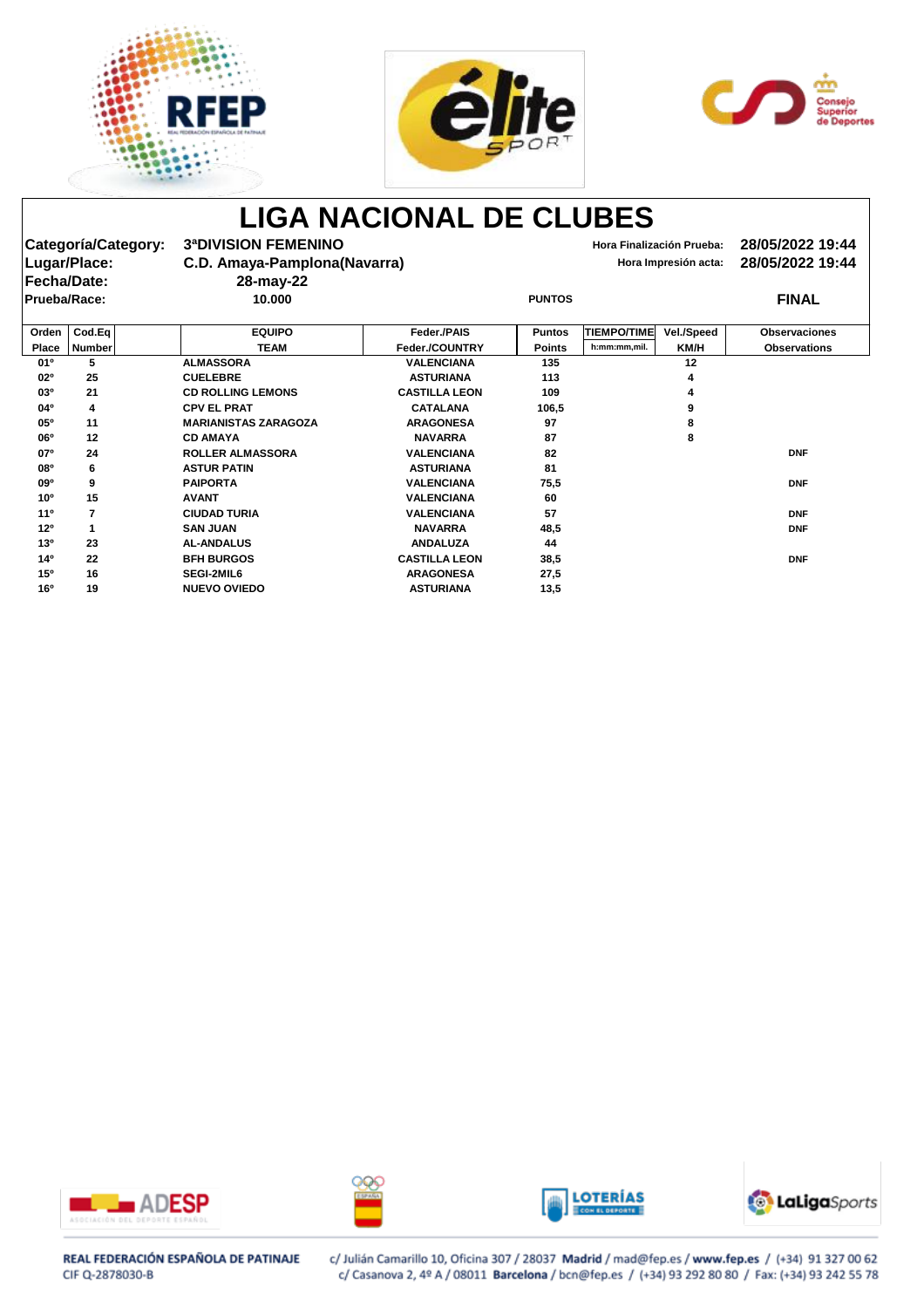# LIGA NACIONAL DE CLUBES

**Categoría/Category:** 3ªDIVISION FEMENINO
**Lugar/Place:** C.D. Amaya-Pamplona(Navarra)
**Fecha/Date:** 28-may-22
**Prueba/Race:** 10.000

**Hora Finalización Prueba:** 28/05/2022 19:44
**Hora Impresión acta:** 28/05/2022 19:44

**PUNTOS**

**FINAL**

| Orden Place | Cod.Eq Number | EQUIPO TEAM | Feder./PAIS Feder./COUNTRY | Puntos Points | TIEMPO/TIME h:mm:mm,mil. | Vel./Speed KM/H | Observaciones Observations |
|---|---|---|---|---|---|---|---|
| 01º | 5 | ALMASSORA | VALENCIANA | 135 | | 12 | |
| 02º | 25 | CUELEBRE | ASTURIANA | 113 | | 4 | |
| 03º | 21 | CD ROLLING LEMONS | CASTILLA LEON | 109 | | 4 | |
| 04º | 4 | CPV EL PRAT | CATALANA | 106,5 | | 9 | |
| 05º | 11 | MARIANISTAS ZARAGOZA | ARAGONESA | 97 | | 8 | |
| 06º | 12 | CD AMAYA | NAVARRA | 87 | | 8 | |
| 07º | 24 | ROLLER ALMASSORA | VALENCIANA | 82 | | | DNF |
| 08º | 6 | ASTUR PATIN | ASTURIANA | 81 | | | |
| 09º | 9 | PAIPORTA | VALENCIANA | 75,5 | | | DNF |
| 10º | 15 | AVANT | VALENCIANA | 60 | | | |
| 11º | 7 | CIUDAD TURIA | VALENCIANA | 57 | | | DNF |
| 12º | 1 | SAN JUAN | NAVARRA | 48,5 | | | DNF |
| 13º | 23 | AL-ANDALUS | ANDALUZA | 44 | | | |
| 14º | 22 | BFH BURGOS | CASTILLA LEON | 38,5 | | | DNF |
| 15º | 16 | SEGI-2MIL6 | ARAGONESA | 27,5 | | | |
| 16º | 19 | NUEVO OVIEDO | ASTURIANA | 13,5 | | | |

**REAL FEDERACIÓN ESPAÑOLA DE PATINAJE**
CIF Q-2878030-B

c/ Julián Camarillo 10, Oficina 307 / 28037 **Madrid** / mad@fep.es / **www.fep.es** / (+34) 91 327 00 62
c/ Casanova 2, 4º A / 08011 **Barcelona** / bcn@fep.es / (+34) 93 292 80 80 / Fax: (+34) 93 242 55 78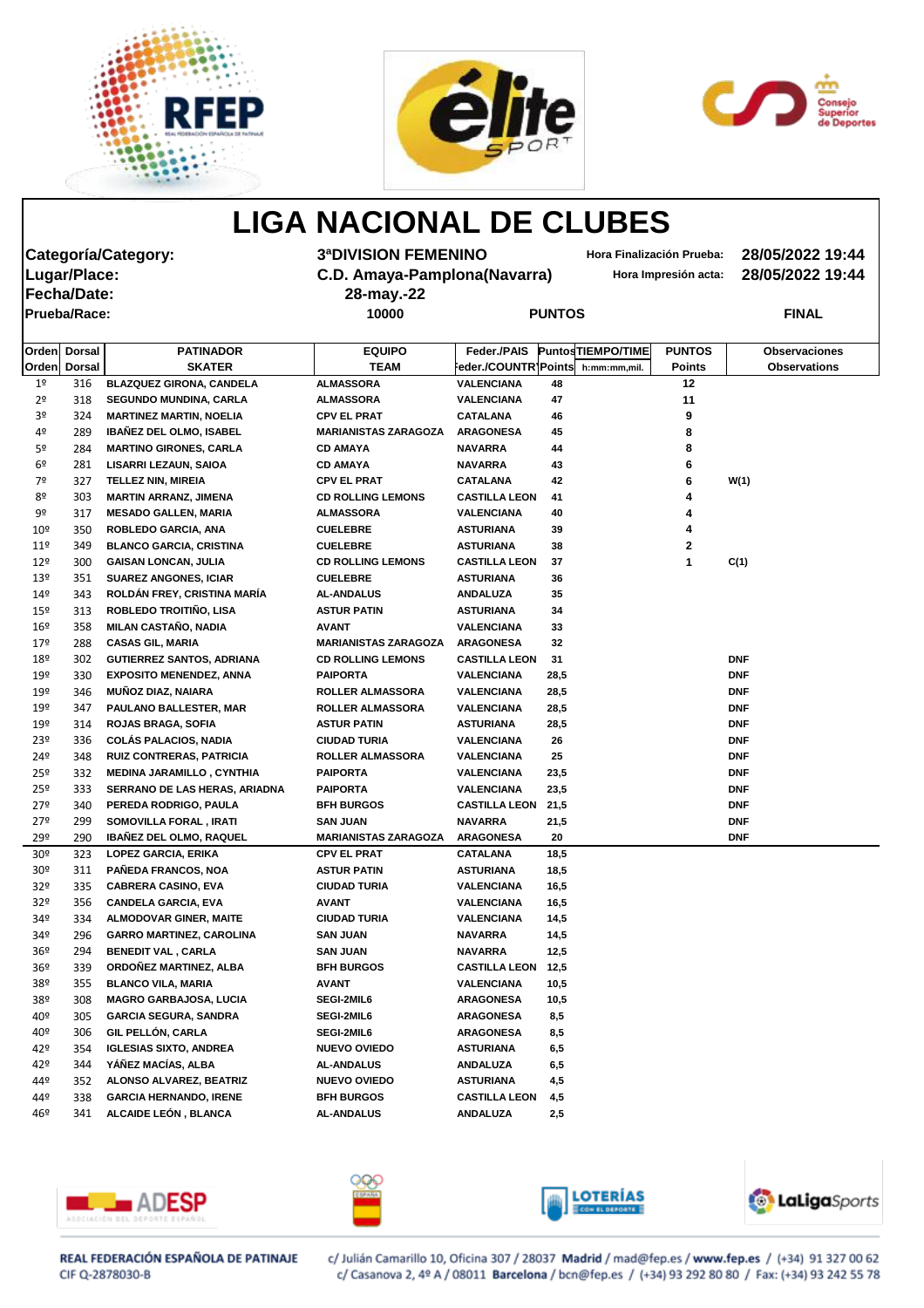# LIGA NACIONAL DE CLUBES

**Categoría/Category:** 3ªDIVISION FEMENINO — Hora Finalización Prueba: 28/05/2022 19:44

**Lugar/Place:** C.D. Amaya-Pamplona(Navarra) — Hora Impresión acta: 28/05/2022 19:44

**Fecha/Date:** 28-may.-22

**Prueba/Race:** 10000 PUNTOS — FINAL

| Orden / Orden | Dorsal / Dorsal | PATINADOR / SKATER | EQUIPO / TEAM | Feder./PAIS / Feder./COUNTRY | Puntos / Points | TIEMPO/TIME / h:mm:mm,mil. | PUNTOS / Points | Observaciones / Observations |
|---|---|---|---|---|---|---|---|---|
| 1º | 316 | BLAZQUEZ GIRONA, CANDELA | ALMASSORA | VALENCIANA | 48 | | 12 | |
| 2º | 318 | SEGUNDO MUNDINA, CARLA | ALMASSORA | VALENCIANA | 47 | | 11 | |
| 3º | 324 | MARTINEZ MARTIN, NOELIA | CPV EL PRAT | CATALANA | 46 | | 9 | |
| 4º | 289 | IBAÑEZ DEL OLMO, ISABEL | MARIANISTAS ZARAGOZA | ARAGONESA | 45 | | 8 | |
| 5º | 284 | MARTINO GIRONES, CARLA | CD AMAYA | NAVARRA | 44 | | 8 | |
| 6º | 281 | LISARRI LEZAUN, SAIOA | CD AMAYA | NAVARRA | 43 | | 6 | |
| 7º | 327 | TELLEZ NIN, MIREIA | CPV EL PRAT | CATALANA | 42 | | 6 | W(1) |
| 8º | 303 | MARTIN ARRANZ, JIMENA | CD ROLLING LEMONS | CASTILLA LEON | 41 | | 4 | |
| 9º | 317 | MESADO GALLEN, MARIA | ALMASSORA | VALENCIANA | 40 | | 4 | |
| 10º | 350 | ROBLEDO GARCIA, ANA | CUELEBRE | ASTURIANA | 39 | | 4 | |
| 11º | 349 | BLANCO GARCIA, CRISTINA | CUELEBRE | ASTURIANA | 38 | | 2 | |
| 12º | 300 | GAISAN LONCAN, JULIA | CD ROLLING LEMONS | CASTILLA LEON | 37 | | 1 | C(1) |
| 13º | 351 | SUAREZ ANGONES, ICIAR | CUELEBRE | ASTURIANA | 36 | | | |
| 14º | 343 | ROLDÁN FREY, CRISTINA MARÍA | AL-ANDALUS | ANDALUZA | 35 | | | |
| 15º | 313 | ROBLEDO TROITIÑO, LISA | ASTUR PATIN | ASTURIANA | 34 | | | |
| 16º | 358 | MILAN CASTAÑO, NADIA | AVANT | VALENCIANA | 33 | | | |
| 17º | 288 | CASAS GIL, MARIA | MARIANISTAS ZARAGOZA | ARAGONESA | 32 | | | |
| 18º | 302 | GUTIERREZ SANTOS, ADRIANA | CD ROLLING LEMONS | CASTILLA LEON | 31 | | | DNF |
| 19º | 330 | EXPOSITO MENENDEZ, ANNA | PAIPORTA | VALENCIANA | 28,5 | | | DNF |
| 19º | 346 | MUÑOZ DIAZ, NAIARA | ROLLER ALMASSORA | VALENCIANA | 28,5 | | | DNF |
| 19º | 347 | PAULANO BALLESTER, MAR | ROLLER ALMASSORA | VALENCIANA | 28,5 | | | DNF |
| 19º | 314 | ROJAS BRAGA, SOFIA | ASTUR PATIN | ASTURIANA | 28,5 | | | DNF |
| 23º | 336 | COLÁS PALACIOS, NADIA | CIUDAD TURIA | VALENCIANA | 26 | | | DNF |
| 24º | 348 | RUIZ CONTRERAS, PATRICIA | ROLLER ALMASSORA | VALENCIANA | 25 | | | DNF |
| 25º | 332 | MEDINA JARAMILLO , CYNTHIA | PAIPORTA | VALENCIANA | 23,5 | | | DNF |
| 25º | 333 | SERRANO DE LAS HERAS, ARIADNA | PAIPORTA | VALENCIANA | 23,5 | | | DNF |
| 27º | 340 | PEREDA RODRIGO, PAULA | BFH BURGOS | CASTILLA LEON | 21,5 | | | DNF |
| 27º | 299 | SOMOVILLA FORAL , IRATI | SAN JUAN | NAVARRA | 21,5 | | | DNF |
| 29º | 290 | IBAÑEZ DEL OLMO, RAQUEL | MARIANISTAS ZARAGOZA | ARAGONESA | 20 | | | DNF |
| 30º | 323 | LOPEZ GARCIA, ERIKA | CPV EL PRAT | CATALANA | 18,5 | | | |
| 30º | 311 | PAÑEDA FRANCOS, NOA | ASTUR PATIN | ASTURIANA | 18,5 | | | |
| 32º | 335 | CABRERA CASINO, EVA | CIUDAD TURIA | VALENCIANA | 16,5 | | | |
| 32º | 356 | CANDELA GARCIA, EVA | AVANT | VALENCIANA | 16,5 | | | |
| 34º | 334 | ALMODOVAR GINER, MAITE | CIUDAD TURIA | VALENCIANA | 14,5 | | | |
| 34º | 296 | GARRO MARTINEZ, CAROLINA | SAN JUAN | NAVARRA | 14,5 | | | |
| 36º | 294 | BENEDIT VAL , CARLA | SAN JUAN | NAVARRA | 12,5 | | | |
| 36º | 339 | ORDOÑEZ MARTINEZ, ALBA | BFH BURGOS | CASTILLA LEON | 12,5 | | | |
| 38º | 355 | BLANCO VILA, MARIA | AVANT | VALENCIANA | 10,5 | | | |
| 38º | 308 | MAGRO GARBAJOSA, LUCIA | SEGI-2MIL6 | ARAGONESA | 10,5 | | | |
| 40º | 305 | GARCIA SEGURA, SANDRA | SEGI-2MIL6 | ARAGONESA | 8,5 | | | |
| 40º | 306 | GIL PELLÓN, CARLA | SEGI-2MIL6 | ARAGONESA | 8,5 | | | |
| 42º | 354 | IGLESIAS SIXTO, ANDREA | NUEVO OVIEDO | ASTURIANA | 6,5 | | | |
| 42º | 344 | YÁÑEZ MACÍAS, ALBA | AL-ANDALUS | ANDALUZA | 6,5 | | | |
| 44º | 352 | ALONSO ALVAREZ, BEATRIZ | NUEVO OVIEDO | ASTURIANA | 4,5 | | | |
| 44º | 338 | GARCIA HERNANDO, IRENE | BFH BURGOS | CASTILLA LEON | 4,5 | | | |
| 46º | 341 | ALCAIDE LEÓN , BLANCA | AL-ANDALUS | ANDALUZA | 2,5 | | | |

**REAL FEDERACIÓN ESPAÑOLA DE PATINAJE**
CIF Q-2878030-B

c/ Julián Camarillo 10, Oficina 307 / 28037 **Madrid** / mad@fep.es / **www.fep.es** / (+34) 91 327 00 62
c/ Casanova 2, 4º A / 08011 **Barcelona** / bcn@fep.es / (+34) 93 292 80 80 / Fax: (+34) 93 242 55 78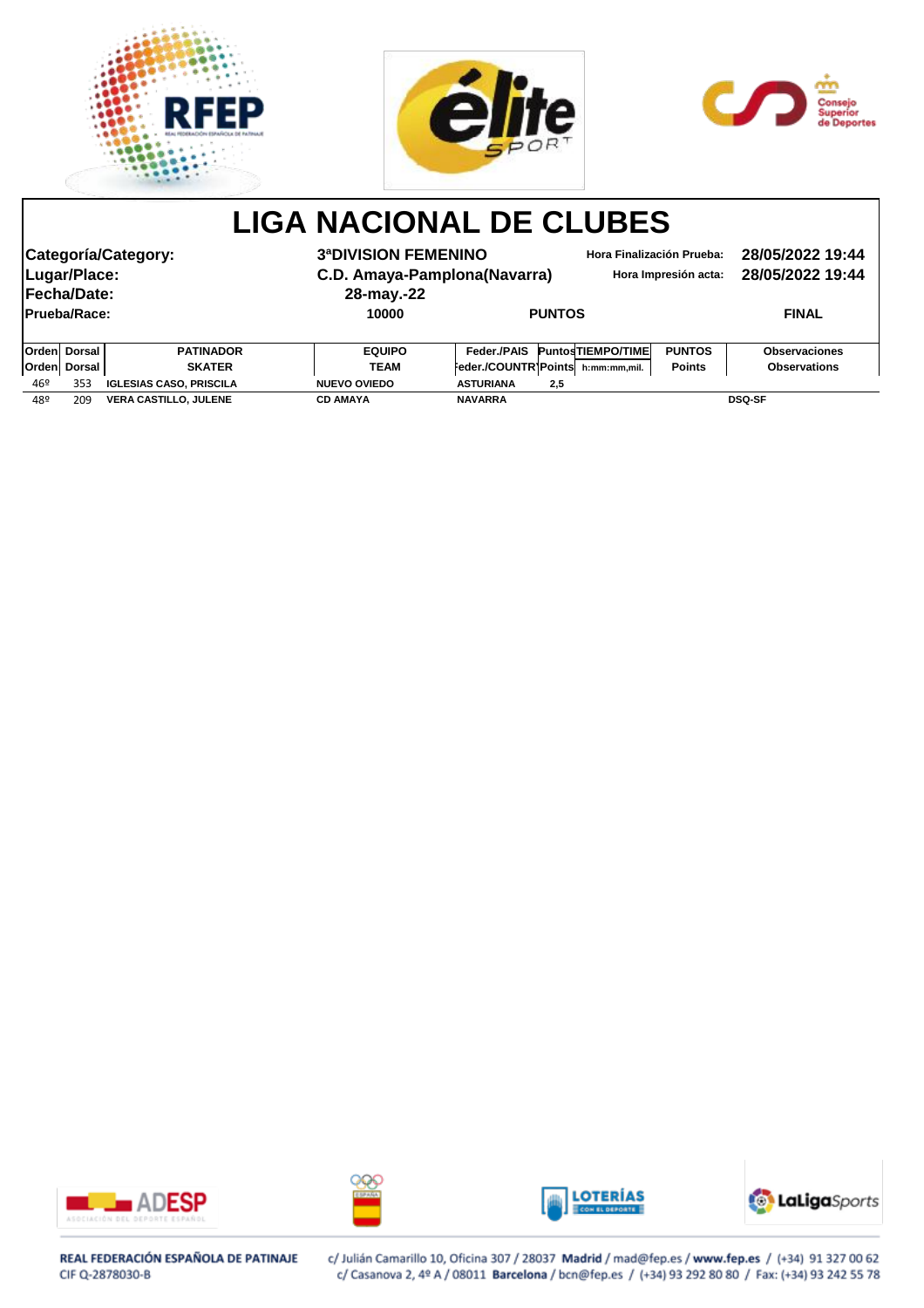# LIGA NACIONAL DE CLUBES

| | | | |
|---|---|---|---|
| **Categoría/Category:** | **3ªDIVISION FEMENINO** | Hora Finalización Prueba: | **28/05/2022 19:44** |
| **Lugar/Place:** | **C.D. Amaya-Pamplona(Navarra)** | Hora Impresión acta: | **28/05/2022 19:44** |
| **Fecha/Date:** | **28-may.-22** | | |
| **Prueba/Race:** | **10000** | **PUNTOS** | **FINAL** |

| Orden<br>Orden | Dorsal<br>Dorsal | PATINADOR<br>SKATER | EQUIPO<br>TEAM | Feder./PAIS<br>Feder./COUNTRY | Puntos<br>Points | TIEMPO/TIME<br>h:mm:mm,mil. | PUNTOS<br>Points | Observaciones<br>Observations |
|---|---|---|---|---|---|---|---|---|
| 46º | 353 | IGLESIAS CASO, PRISCILA | NUEVO OVIEDO | ASTURIANA | 2,5 | | | |
| 48º | 209 | VERA CASTILLO, JULENE | CD AMAYA | NAVARRA | | | | DSQ-SF |

**REAL FEDERACIÓN ESPAÑOLA DE PATINAJE**
CIF Q-2878030-B

c/ Julián Camarillo 10, Oficina 307 / 28037 **Madrid** / mad@fep.es / **www.fep.es** / (+34) 91 327 00 62
c/ Casanova 2, 4º A / 08011 **Barcelona** / bcn@fep.es / (+34) 93 292 80 80 / Fax: (+34) 93 242 55 78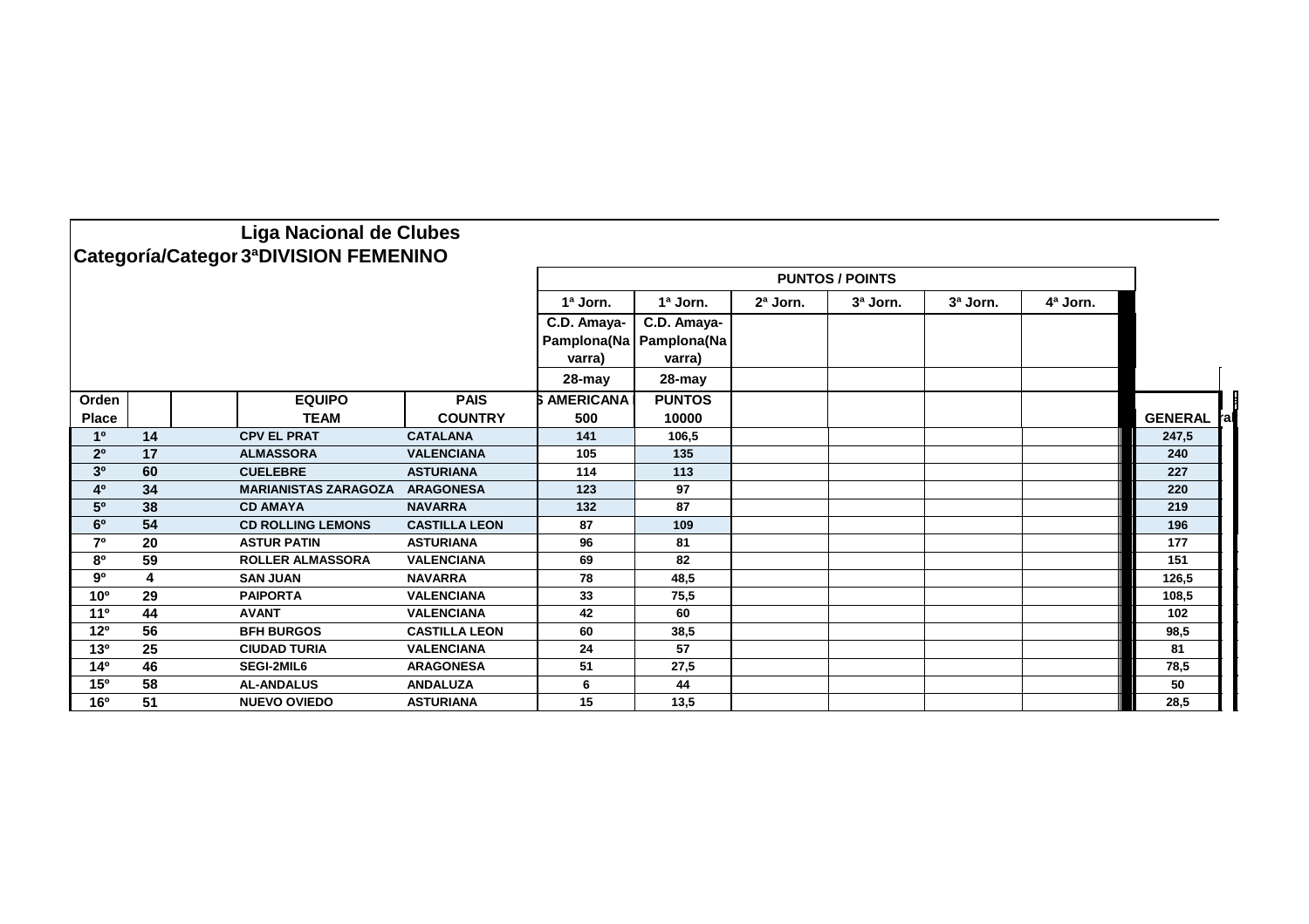## Liga Nacional de Clubes

**Categoría/Categor 3ªDIVISION FEMENINO**

| | | | | | PUNTOS / POINTS | | | | | | |
|---|---|---|---|---|---|---|---|---|---|---|---|
| | | | | | 1ª Jorn. | 1ª Jorn. | 2ª Jorn. | 3ª Jorn. | 3ª Jorn. | 4ª Jorn. | |
| | | | | | C.D. Amaya-Pamplona(Navarra) | C.D. Amaya-Pamplona(Navarra) | | | | | |
| | | | | | 28-may | 28-may | | | | | |
| Orden | | | EQUIPO | PAIS | S AMERICANA | PUNTOS | | | | | |
| Place | | | TEAM | COUNTRY | 500 | 10000 | | | | | GENERAL |
| 1º | 14 | | CPV EL PRAT | CATALANA | 141 | 106,5 | | | | | 247,5 |
| 2º | 17 | | ALMASSORA | VALENCIANA | 105 | 135 | | | | | 240 |
| 3º | 60 | | CUELEBRE | ASTURIANA | 114 | 113 | | | | | 227 |
| 4º | 34 | | MARIANISTAS ZARAGOZA | ARAGONESA | 123 | 97 | | | | | 220 |
| 5º | 38 | | CD AMAYA | NAVARRA | 132 | 87 | | | | | 219 |
| 6º | 54 | | CD ROLLING LEMONS | CASTILLA LEON | 87 | 109 | | | | | 196 |
| 7º | 20 | | ASTUR PATIN | ASTURIANA | 96 | 81 | | | | | 177 |
| 8º | 59 | | ROLLER ALMASSORA | VALENCIANA | 69 | 82 | | | | | 151 |
| 9º | 4 | | SAN JUAN | NAVARRA | 78 | 48,5 | | | | | 126,5 |
| 10º | 29 | | PAIPORTA | VALENCIANA | 33 | 75,5 | | | | | 108,5 |
| 11º | 44 | | AVANT | VALENCIANA | 42 | 60 | | | | | 102 |
| 12º | 56 | | BFH BURGOS | CASTILLA LEON | 60 | 38,5 | | | | | 98,5 |
| 13º | 25 | | CIUDAD TURIA | VALENCIANA | 24 | 57 | | | | | 81 |
| 14º | 46 | | SEGI-2MIL6 | ARAGONESA | 51 | 27,5 | | | | | 78,5 |
| 15º | 58 | | AL-ANDALUS | ANDALUZA | 6 | 44 | | | | | 50 |
| 16º | 51 | | NUEVO OVIEDO | ASTURIANA | 15 | 13,5 | | | | | 28,5 |